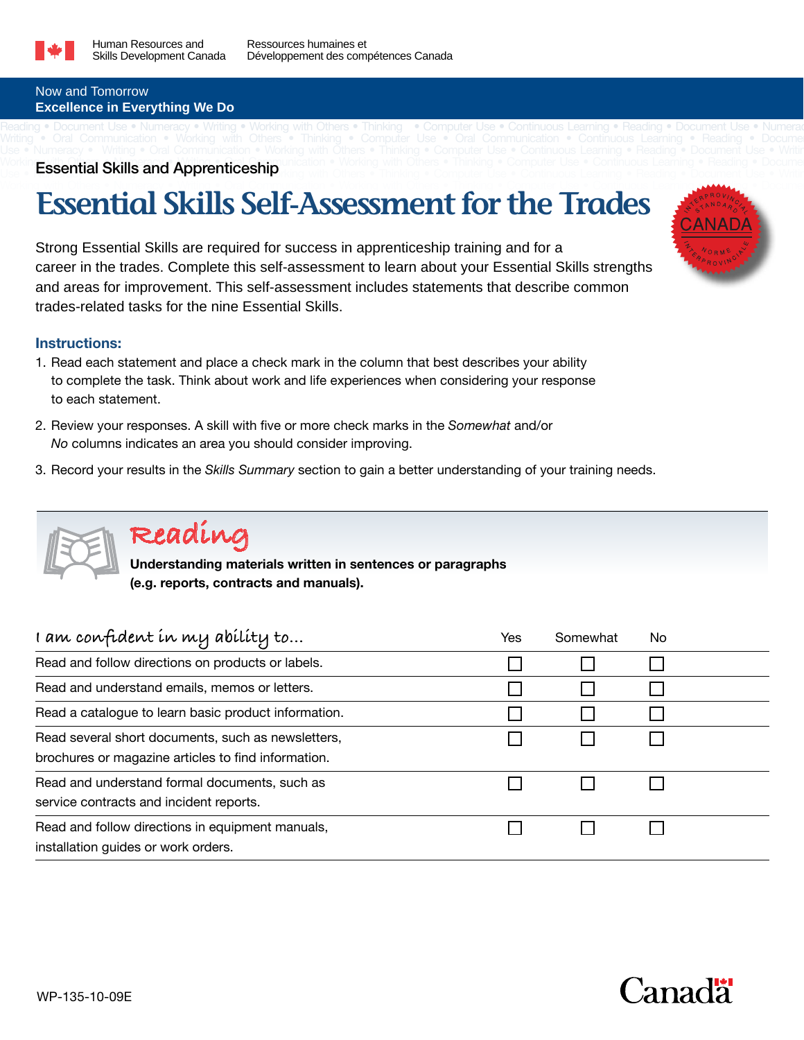Human Resources and Skills Development Canada

Ressources humaines et Développement des compétences Canada

Now and Tomorrow
**Excellence in Everything We Do**

Essential Skills and Apprenticeship

# Essential Skills Self-Assessment for the Trades

Strong Essential Skills are required for success in apprenticeship training and for a career in the trades. Complete this self-assessment to learn about your Essential Skills strengths and areas for improvement. This self-assessment includes statements that describe common trades-related tasks for the nine Essential Skills.

### Instructions:

1. Read each statement and place a check mark in the column that best describes your ability to complete the task. Think about work and life experiences when considering your response to each statement.
2. Review your responses. A skill with five or more check marks in the *Somewhat* and/or *No* columns indicates an area you should consider improving.
3. Record your results in the *Skills Summary* section to gain a better understanding of your training needs.

## Reading

**Understanding materials written in sentences or paragraphs (e.g. reports, contracts and manuals).**

| I am confident in my ability to... | Yes | Somewhat | No |
|---|---|---|---|
| Read and follow directions on products or labels. | ☐ | ☐ | ☐ |
| Read and understand emails, memos or letters. | ☐ | ☐ | ☐ |
| Read a catalogue to learn basic product information. | ☐ | ☐ | ☐ |
| Read several short documents, such as newsletters, brochures or magazine articles to find information. | ☐ | ☐ | ☐ |
| Read and understand formal documents, such as service contracts and incident reports. | ☐ | ☐ | ☐ |
| Read and follow directions in equipment manuals, installation guides or work orders. | ☐ | ☐ | ☐ |

WP-135-10-09E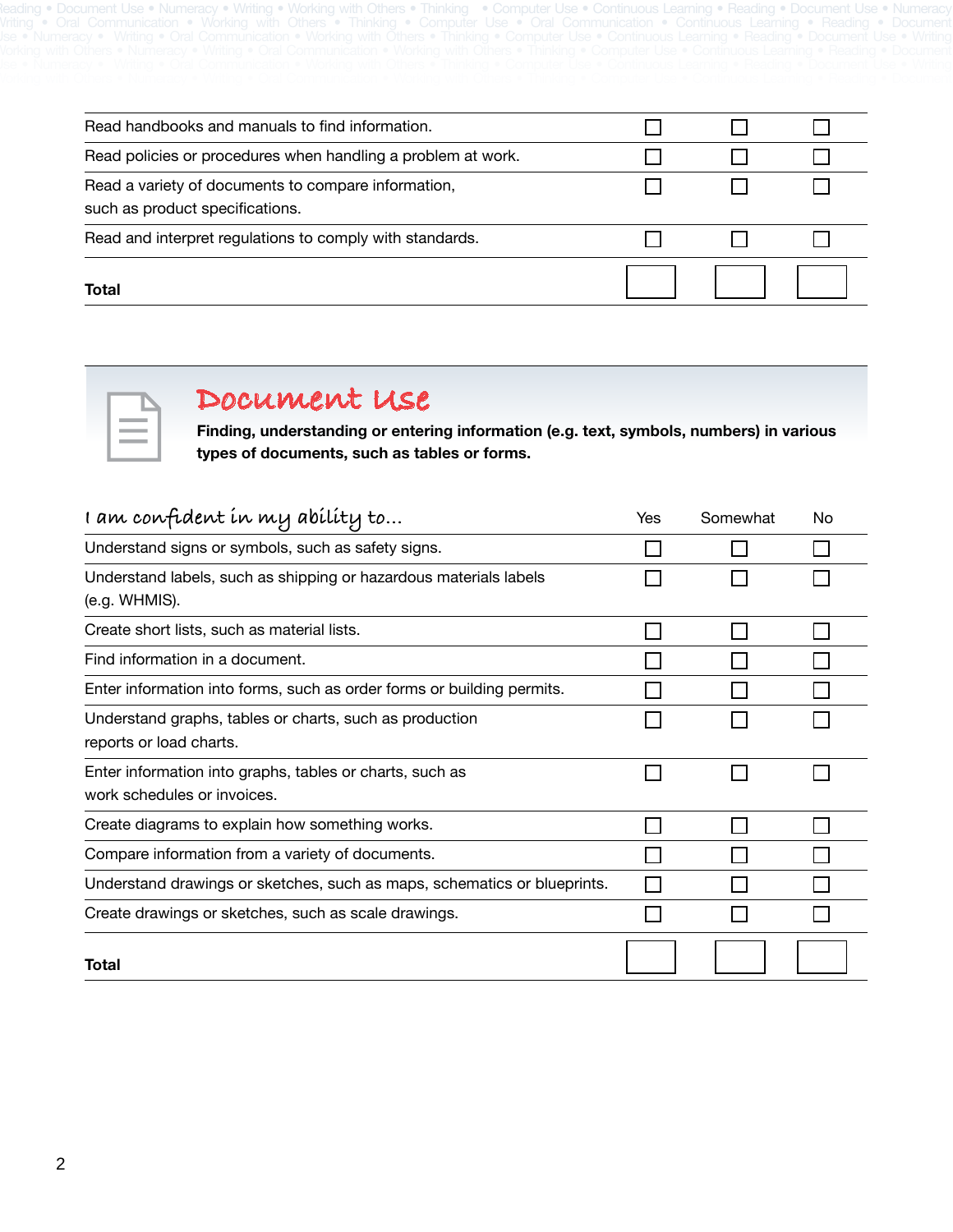| | | | |
|---|---|---|---|
| Read handbooks and manuals to find information. | ☐ | ☐ | ☐ |
| Read policies or procedures when handling a problem at work. | ☐ | ☐ | ☐ |
| Read a variety of documents to compare information, such as product specifications. | ☐ | ☐ | ☐ |
| Read and interpret regulations to comply with standards. | ☐ | ☐ | ☐ |
| **Total** | | | |

## Document Use

**Finding, understanding or entering information (e.g. text, symbols, numbers) in various types of documents, such as tables or forms.**

| *I am confident in my ability to...* | Yes | Somewhat | No |
|---|---|---|---|
| Understand signs or symbols, such as safety signs. | ☐ | ☐ | ☐ |
| Understand labels, such as shipping or hazardous materials labels (e.g. WHMIS). | ☐ | ☐ | ☐ |
| Create short lists, such as material lists. | ☐ | ☐ | ☐ |
| Find information in a document. | ☐ | ☐ | ☐ |
| Enter information into forms, such as order forms or building permits. | ☐ | ☐ | ☐ |
| Understand graphs, tables or charts, such as production reports or load charts. | ☐ | ☐ | ☐ |
| Enter information into graphs, tables or charts, such as work schedules or invoices. | ☐ | ☐ | ☐ |
| Create diagrams to explain how something works. | ☐ | ☐ | ☐ |
| Compare information from a variety of documents. | ☐ | ☐ | ☐ |
| Understand drawings or sketches, such as maps, schematics or blueprints. | ☐ | ☐ | ☐ |
| Create drawings or sketches, such as scale drawings. | ☐ | ☐ | ☐ |
| **Total** | | | |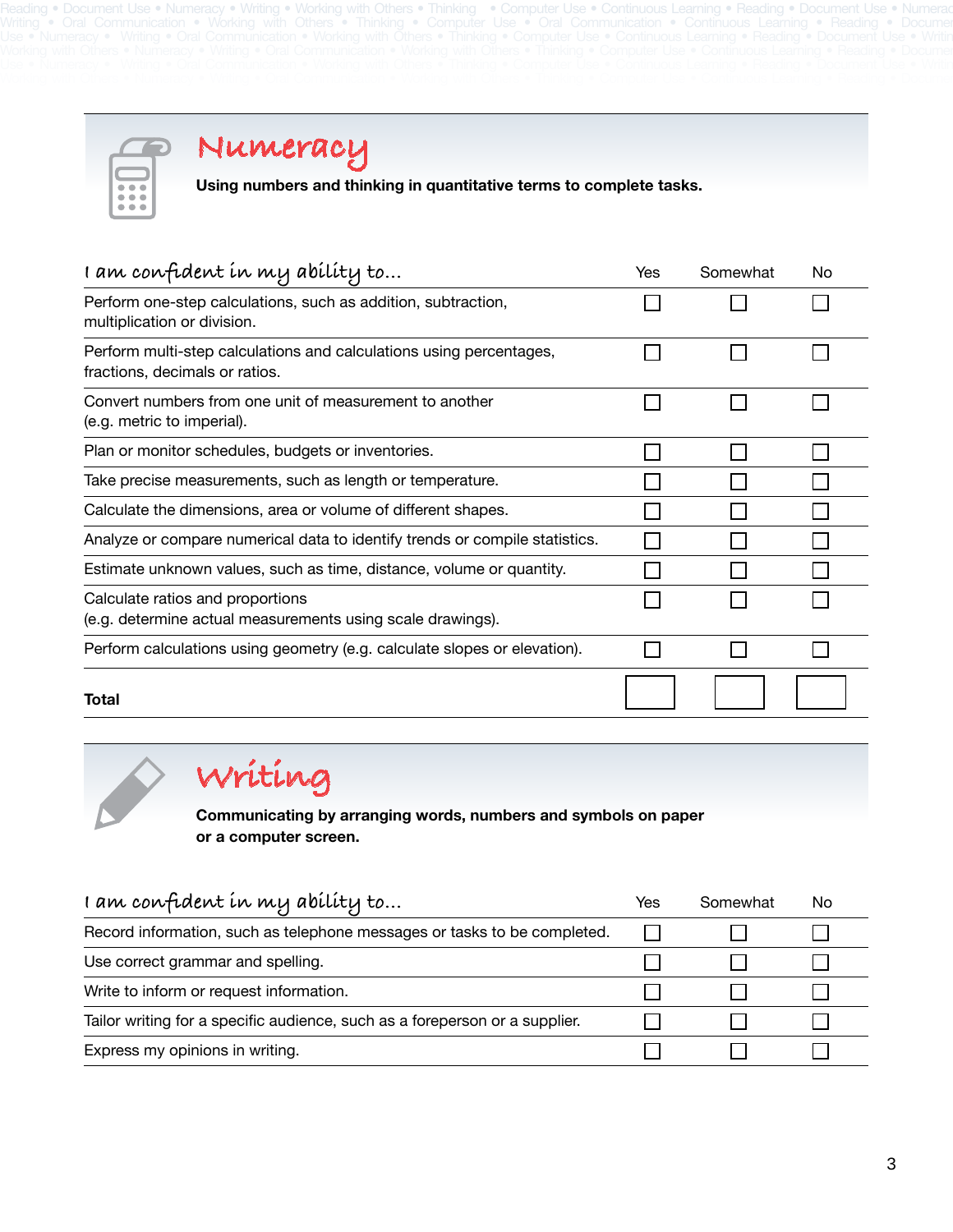## Numeracy

**Using numbers and thinking in quantitative terms to complete tasks.**

| I am confident in my ability to... | Yes | Somewhat | No |
|---|---|---|---|
| Perform one-step calculations, such as addition, subtraction, multiplication or division. | ☐ | ☐ | ☐ |
| Perform multi-step calculations and calculations using percentages, fractions, decimals or ratios. | ☐ | ☐ | ☐ |
| Convert numbers from one unit of measurement to another (e.g. metric to imperial). | ☐ | ☐ | ☐ |
| Plan or monitor schedules, budgets or inventories. | ☐ | ☐ | ☐ |
| Take precise measurements, such as length or temperature. | ☐ | ☐ | ☐ |
| Calculate the dimensions, area or volume of different shapes. | ☐ | ☐ | ☐ |
| Analyze or compare numerical data to identify trends or compile statistics. | ☐ | ☐ | ☐ |
| Estimate unknown values, such as time, distance, volume or quantity. | ☐ | ☐ | ☐ |
| Calculate ratios and proportions (e.g. determine actual measurements using scale drawings). | ☐ | ☐ | ☐ |
| Perform calculations using geometry (e.g. calculate slopes or elevation). | ☐ | ☐ | ☐ |
| **Total** | | | |

## Writing

**Communicating by arranging words, numbers and symbols on paper or a computer screen.**

| I am confident in my ability to... | Yes | Somewhat | No |
|---|---|---|---|
| Record information, such as telephone messages or tasks to be completed. | ☐ | ☐ | ☐ |
| Use correct grammar and spelling. | ☐ | ☐ | ☐ |
| Write to inform or request information. | ☐ | ☐ | ☐ |
| Tailor writing for a specific audience, such as a foreperson or a supplier. | ☐ | ☐ | ☐ |
| Express my opinions in writing. | ☐ | ☐ | ☐ |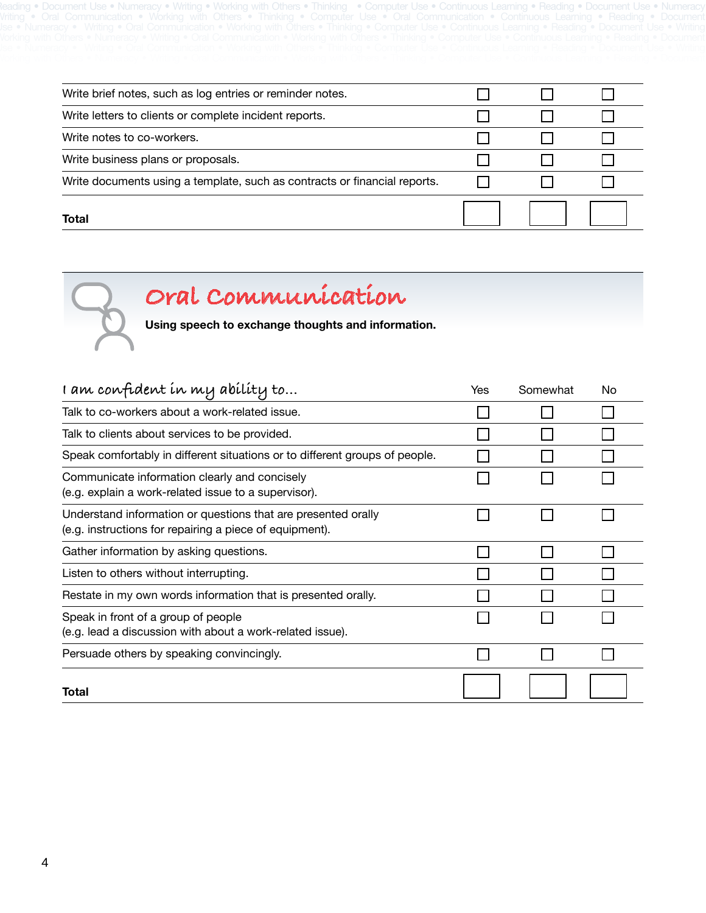| | | | |
|---|---|---|---|
| Write brief notes, such as log entries or reminder notes. | ☐ | ☐ | ☐ |
| Write letters to clients or complete incident reports. | ☐ | ☐ | ☐ |
| Write notes to co-workers. | ☐ | ☐ | ☐ |
| Write business plans or proposals. | ☐ | ☐ | ☐ |
| Write documents using a template, such as contracts or financial reports. | ☐ | ☐ | ☐ |
| **Total** | | | |

## Oral Communication

**Using speech to exchange thoughts and information.**

| *I am confident in my ability to...* | Yes | Somewhat | No |
|---|---|---|---|
| Talk to co-workers about a work-related issue. | ☐ | ☐ | ☐ |
| Talk to clients about services to be provided. | ☐ | ☐ | ☐ |
| Speak comfortably in different situations or to different groups of people. | ☐ | ☐ | ☐ |
| Communicate information clearly and concisely (e.g. explain a work-related issue to a supervisor). | ☐ | ☐ | ☐ |
| Understand information or questions that are presented orally (e.g. instructions for repairing a piece of equipment). | ☐ | ☐ | ☐ |
| Gather information by asking questions. | ☐ | ☐ | ☐ |
| Listen to others without interrupting. | ☐ | ☐ | ☐ |
| Restate in my own words information that is presented orally. | ☐ | ☐ | ☐ |
| Speak in front of a group of people (e.g. lead a discussion with about a work-related issue). | ☐ | ☐ | ☐ |
| Persuade others by speaking convincingly. | ☐ | ☐ | ☐ |
| **Total** | | | |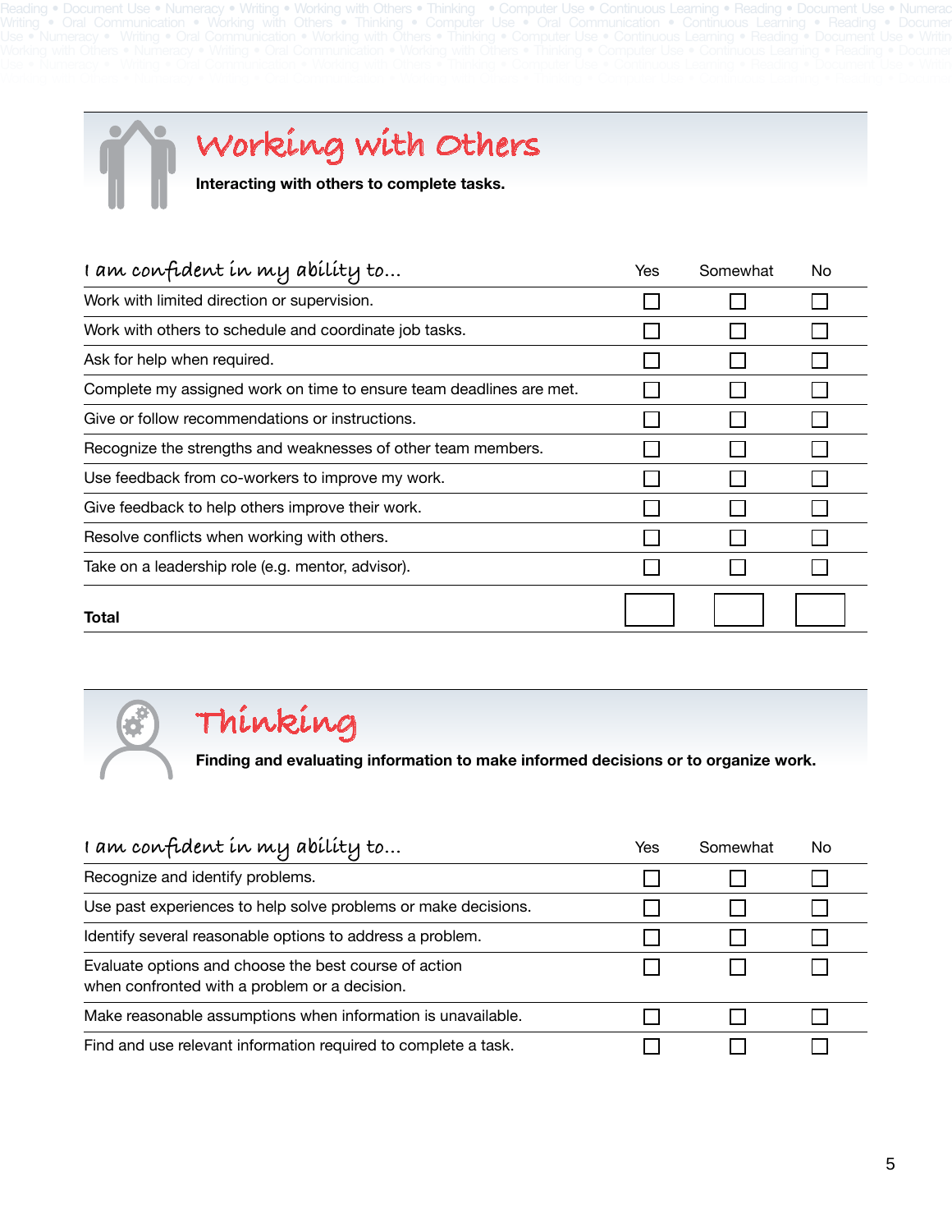## Working with Others

**Interacting with others to complete tasks.**

| I am confident in my ability to... | Yes | Somewhat | No |
|---|---|---|---|
| Work with limited direction or supervision. | ☐ | ☐ | ☐ |
| Work with others to schedule and coordinate job tasks. | ☐ | ☐ | ☐ |
| Ask for help when required. | ☐ | ☐ | ☐ |
| Complete my assigned work on time to ensure team deadlines are met. | ☐ | ☐ | ☐ |
| Give or follow recommendations or instructions. | ☐ | ☐ | ☐ |
| Recognize the strengths and weaknesses of other team members. | ☐ | ☐ | ☐ |
| Use feedback from co-workers to improve my work. | ☐ | ☐ | ☐ |
| Give feedback to help others improve their work. | ☐ | ☐ | ☐ |
| Resolve conflicts when working with others. | ☐ | ☐ | ☐ |
| Take on a leadership role (e.g. mentor, advisor). | ☐ | ☐ | ☐ |
| **Total** | | | |

## Thinking

**Finding and evaluating information to make informed decisions or to organize work.**

| I am confident in my ability to... | Yes | Somewhat | No |
|---|---|---|---|
| Recognize and identify problems. | ☐ | ☐ | ☐ |
| Use past experiences to help solve problems or make decisions. | ☐ | ☐ | ☐ |
| Identify several reasonable options to address a problem. | ☐ | ☐ | ☐ |
| Evaluate options and choose the best course of action when confronted with a problem or a decision. | ☐ | ☐ | ☐ |
| Make reasonable assumptions when information is unavailable. | ☐ | ☐ | ☐ |
| Find and use relevant information required to complete a task. | ☐ | ☐ | ☐ |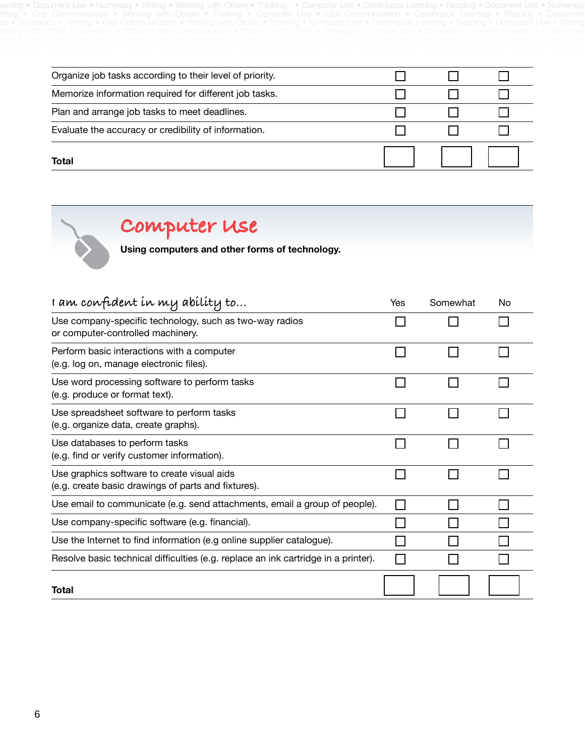| | | | |
|---|---|---|---|
| Organize job tasks according to their level of priority. | ☐ | ☐ | ☐ |
| Memorize information required for different job tasks. | ☐ | ☐ | ☐ |
| Plan and arrange job tasks to meet deadlines. | ☐ | ☐ | ☐ |
| Evaluate the accuracy or credibility of information. | ☐ | ☐ | ☐ |
| **Total** | | | |

## Computer Use

**Using computers and other forms of technology.**

| I am confident in my ability to... | Yes | Somewhat | No |
|---|---|---|---|
| Use company-specific technology, such as two-way radios or computer-controlled machinery. | ☐ | ☐ | ☐ |
| Perform basic interactions with a computer (e.g. log on, manage electronic files). | ☐ | ☐ | ☐ |
| Use word processing software to perform tasks (e.g. produce or format text). | ☐ | ☐ | ☐ |
| Use spreadsheet software to perform tasks (e.g. organize data, create graphs). | ☐ | ☐ | ☐ |
| Use databases to perform tasks (e.g. find or verify customer information). | ☐ | ☐ | ☐ |
| Use graphics software to create visual aids (e.g. create basic drawings of parts and fixtures). | ☐ | ☐ | ☐ |
| Use email to communicate (e.g. send attachments, email a group of people). | ☐ | ☐ | ☐ |
| Use company-specific software (e.g. financial). | ☐ | ☐ | ☐ |
| Use the Internet to find information (e.g online supplier catalogue). | ☐ | ☐ | ☐ |
| Resolve basic technical difficulties (e.g. replace an ink cartridge in a printer). | ☐ | ☐ | ☐ |
| **Total** | | | |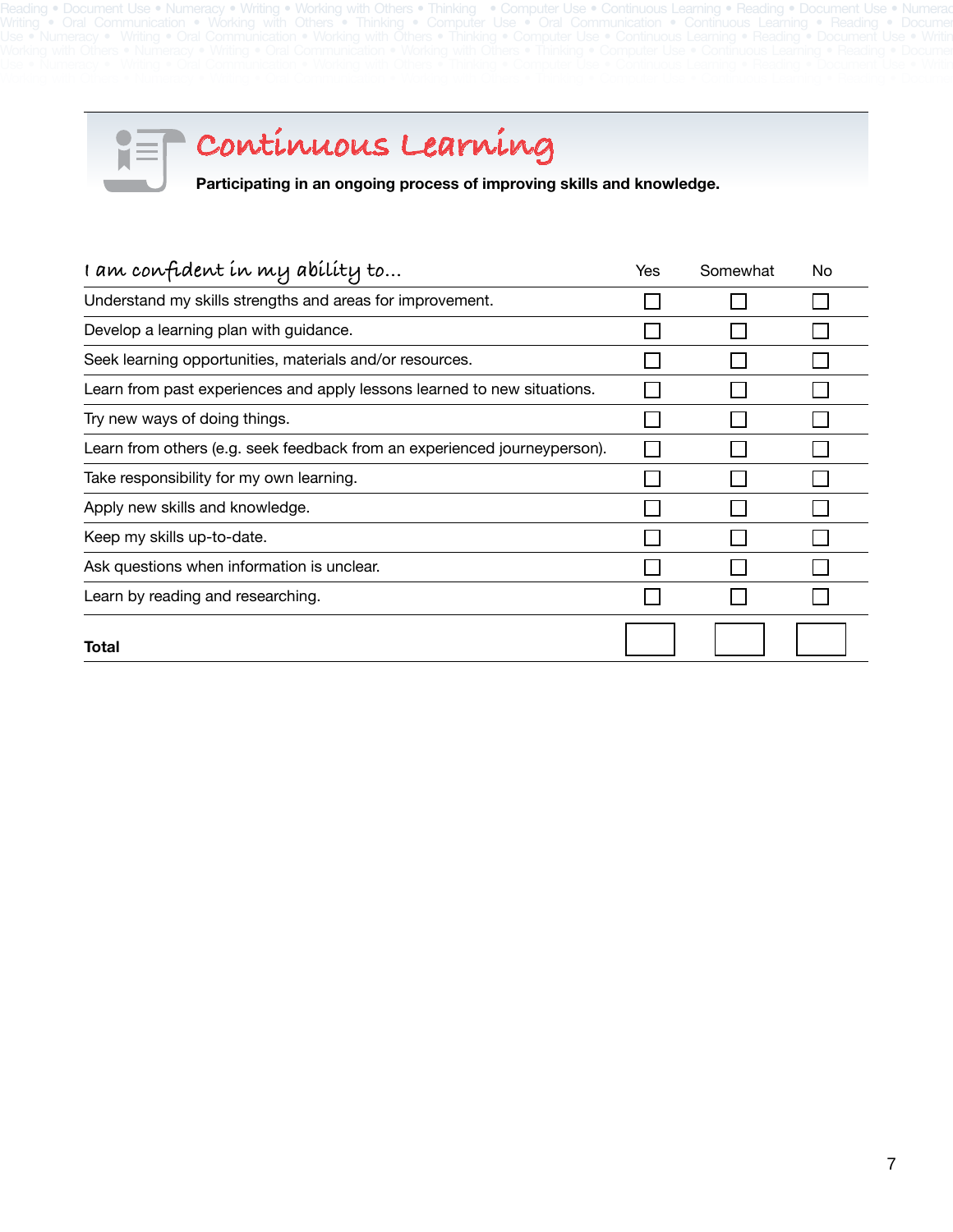# Continuous Learning

**Participating in an ongoing process of improving skills and knowledge.**

| *I am confident in my ability to...* | Yes | Somewhat | No |
|---|---|---|---|
| Understand my skills strengths and areas for improvement. | ☐ | ☐ | ☐ |
| Develop a learning plan with guidance. | ☐ | ☐ | ☐ |
| Seek learning opportunities, materials and/or resources. | ☐ | ☐ | ☐ |
| Learn from past experiences and apply lessons learned to new situations. | ☐ | ☐ | ☐ |
| Try new ways of doing things. | ☐ | ☐ | ☐ |
| Learn from others (e.g. seek feedback from an experienced journeyperson). | ☐ | ☐ | ☐ |
| Take responsibility for my own learning. | ☐ | ☐ | ☐ |
| Apply new skills and knowledge. | ☐ | ☐ | ☐ |
| Keep my skills up-to-date. | ☐ | ☐ | ☐ |
| Ask questions when information is unclear. | ☐ | ☐ | ☐ |
| Learn by reading and researching. | ☐ | ☐ | ☐ |
| **Total** | | | |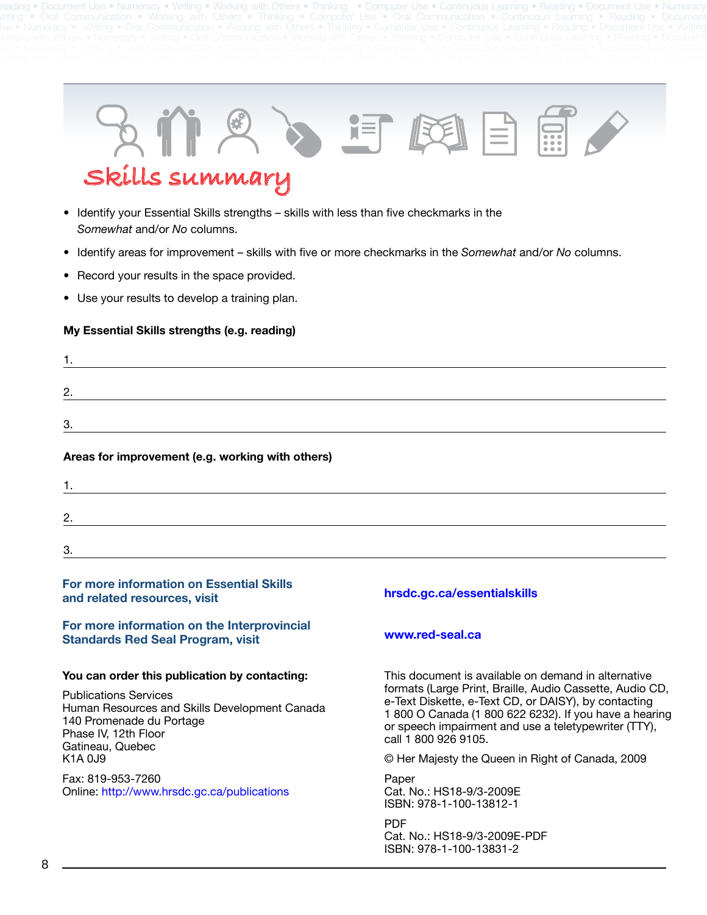# Skills summary

- Identify your Essential Skills strengths – skills with less than five checkmarks in the *Somewhat* and/or *No* columns.
- Identify areas for improvement – skills with five or more checkmarks in the *Somewhat* and/or *No* columns.
- Record your results in the space provided.
- Use your results to develop a training plan.

**My Essential Skills strengths (e.g. reading)**

1. 
2. 
3. 

**Areas for improvement (e.g. working with others)**

1. 
2. 
3. 

**For more information on Essential Skills and related resources, visit** **hrsdc.gc.ca/essentialskills**

**For more information on the Interprovincial Standards Red Seal Program, visit** **www.red-seal.ca**

**You can order this publication by contacting:**

Publications Services
Human Resources and Skills Development Canada
140 Promenade du Portage
Phase IV, 12th Floor
Gatineau, Quebec
K1A 0J9

Fax: 819-953-7260
Online: http://www.hrsdc.gc.ca/publications

This document is available on demand in alternative formats (Large Print, Braille, Audio Cassette, Audio CD, e-Text Diskette, e-Text CD, or DAISY), by contacting 1 800 O Canada (1 800 622 6232). If you have a hearing or speech impairment and use a teletypewriter (TTY), call 1 800 926 9105.

© Her Majesty the Queen in Right of Canada, 2009

Paper
Cat. No.: HS18-9/3-2009E
ISBN: 978-1-100-13812-1

PDF
Cat. No.: HS18-9/3-2009E-PDF
ISBN: 978-1-100-13831-2